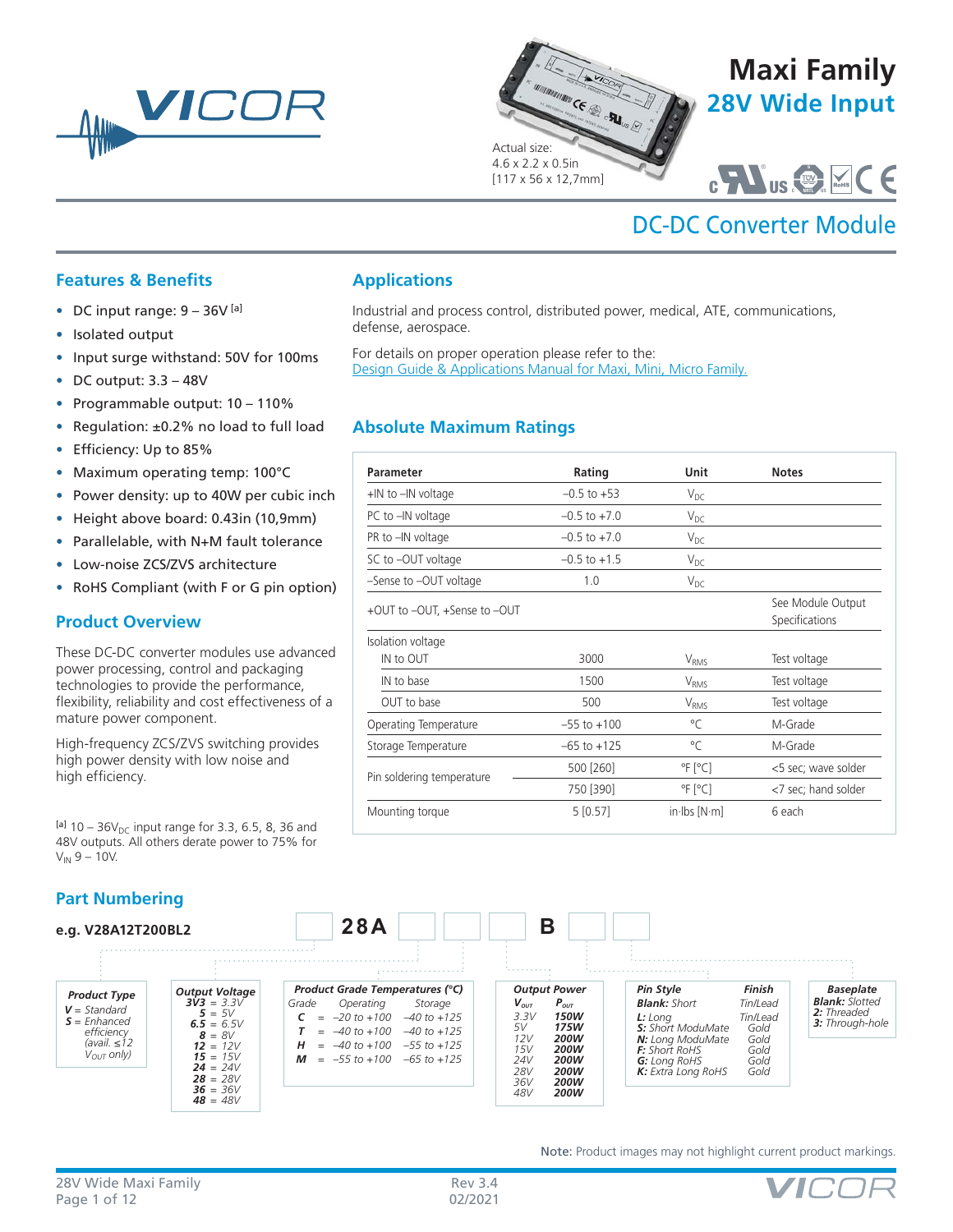# Maxi Family

## 28V Wide Input

Actual size:
4.6 x 2.2 x 0.5in
[117 x 56 x 12,7mm]

# DC-DC Converter Module

## Features & Benefits

- DC input range: 9 – 36V [a]
- Isolated output
- Input surge withstand: 50V for 100ms
- DC output: 3.3 – 48V
- Programmable output: 10 – 110%
- Regulation: ±0.2% no load to full load
- Efficiency: Up to 85%
- Maximum operating temp: 100°C
- Power density: up to 40W per cubic inch
- Height above board: 0.43in (10,9mm)
- Parallelable, with N+M fault tolerance
- Low-noise ZCS/ZVS architecture
- RoHS Compliant (with F or G pin option)

## Product Overview

These DC-DC converter modules use advanced power processing, control and packaging technologies to provide the performance, flexibility, reliability and cost effectiveness of a mature power component.

High-frequency ZCS/ZVS switching provides high power density with low noise and high efficiency.

[a] 10 – 36$V_{DC}$ input range for 3.3, 6.5, 8, 36 and 48V outputs. All others derate power to 75% for $V_{IN}$ 9 – 10V.

## Applications

Industrial and process control, distributed power, medical, ATE, communications, defense, aerospace.

For details on proper operation please refer to the:
Design Guide & Applications Manual for Maxi, Mini, Micro Family.

## Absolute Maximum Ratings

| Parameter | Rating | Unit | Notes |
|---|---|---|---|
| +IN to –IN voltage | –0.5 to +53 | $V_{DC}$ | |
| PC to –IN voltage | –0.5 to +7.0 | $V_{DC}$ | |
| PR to –IN voltage | –0.5 to +7.0 | $V_{DC}$ | |
| SC to –OUT voltage | –0.5 to +1.5 | $V_{DC}$ | |
| –Sense to –OUT voltage | 1.0 | $V_{DC}$ | |
| +OUT to –OUT, +Sense to –OUT | | | See Module Output Specifications |
| Isolation voltage | | | |
| IN to OUT | 3000 | $V_{RMS}$ | Test voltage |
| IN to base | 1500 | $V_{RMS}$ | Test voltage |
| OUT to base | 500 | $V_{RMS}$ | Test voltage |
| Operating Temperature | –55 to +100 | °C | M-Grade |
| Storage Temperature | –65 to +125 | °C | M-Grade |
| Pin soldering temperature | 500 [260] | °F [°C] | <5 sec; wave solder |
| | 750 [390] | °F [°C] | <7 sec; hand solder |
| Mounting torque | 5 [0.57] | in·lbs [N·m] | 6 each |

## Part Numbering

**e.g. V28A12T200BL2**

| | 28A | | | | B | | |
|---|---|---|---|---|---|---|---|

**Product Type**
- *V* = Standard
- *S* = Enhanced efficiency (avail. ≤12 $V_{OUT}$ only)

**Output Voltage**
- 3V3 = 3.3V
- 5 = 5V
- 6.5 = 6.5V
- 8 = 8V
- 12 = 12V
- 15 = 15V
- 24 = 24V
- 28 = 28V
- 36 = 36V
- 48 = 48V

**Product Grade Temperatures (°C)**

| Grade | | Operating | Storage |
|---|---|---|---|
| C | = | –20 to +100 | –40 to +125 |
| T | = | –40 to +100 | –40 to +125 |
| H | = | –40 to +100 | –55 to +125 |
| M | = | –55 to +100 | –65 to +125 |

**Output Power**

| $V_{OUT}$ | $P_{OUT}$ |
|---|---|
| 3.3V | 150W |
| 5V | 175W |
| 12V | 200W |
| 15V | 200W |
| 24V | 200W |
| 28V | 200W |
| 36V | 200W |
| 48V | 200W |

**Pin Style**

| Pin Style | Finish |
|---|---|
| Blank: Short | Tin/Lead |
| L: Long | Tin/Lead |
| S: Short ModuMate | Gold |
| N: Long ModuMate | Gold |
| F: Short RoHS | Gold |
| G: Long RoHS | Gold |
| K: Extra Long RoHS | Gold |

**Baseplate**
- Blank: Slotted
- 2: Threaded
- 3: Through-hole

**Note:** Product images may not highlight current product markings.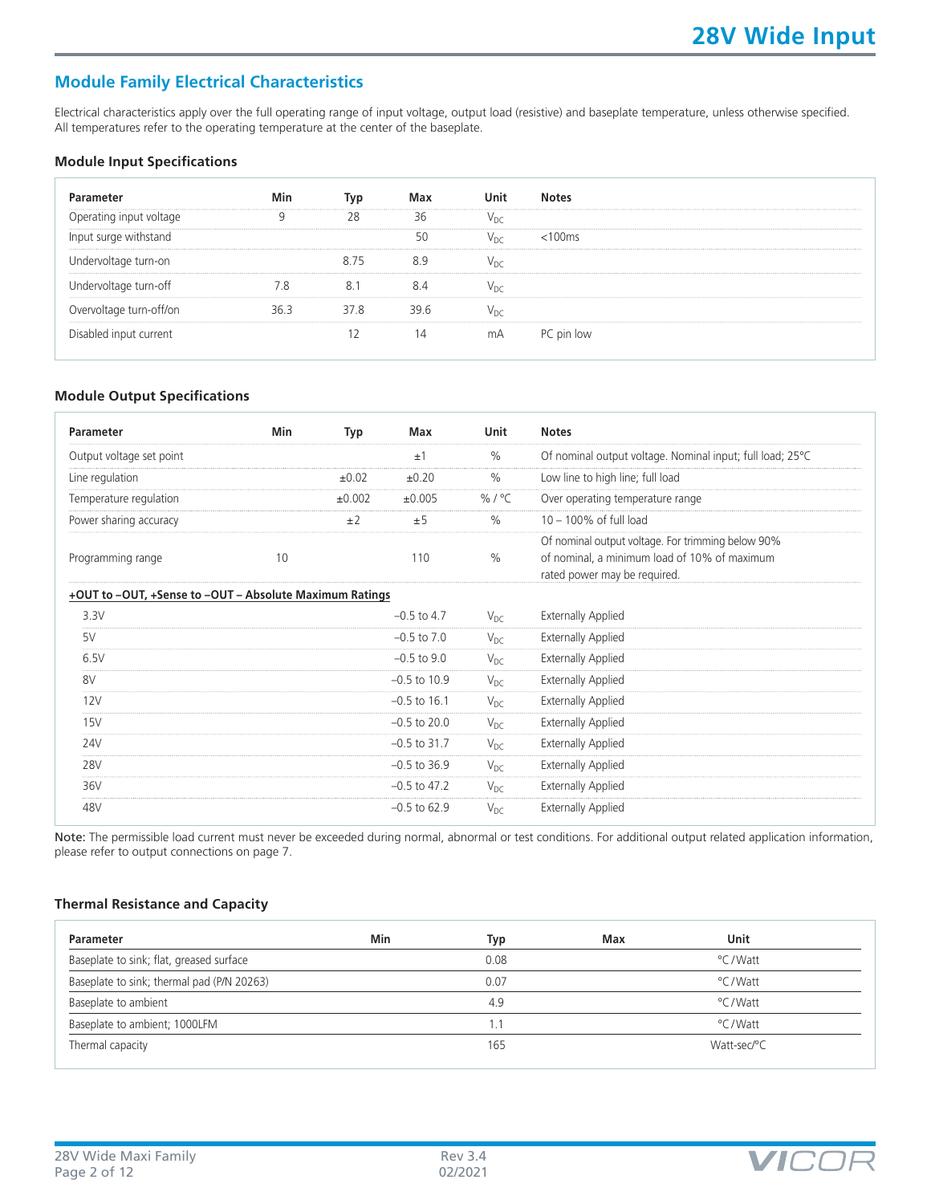## Module Family Electrical Characteristics

Electrical characteristics apply over the full operating range of input voltage, output load (resistive) and baseplate temperature, unless otherwise specified. All temperatures refer to the operating temperature at the center of the baseplate.

### Module Input Specifications

| Parameter | Min | Typ | Max | Unit | Notes |
|---|---|---|---|---|---|
| Operating input voltage | 9 | 28 | 36 | $V_{DC}$ | |
| Input surge withstand | | | 50 | $V_{DC}$ | <100ms |
| Undervoltage turn-on | | 8.75 | 8.9 | $V_{DC}$ | |
| Undervoltage turn-off | 7.8 | 8.1 | 8.4 | $V_{DC}$ | |
| Overvoltage turn-off/on | 36.3 | 37.8 | 39.6 | $V_{DC}$ | |
| Disabled input current | | 12 | 14 | mA | PC pin low |

### Module Output Specifications

| Parameter | Min | Typ | Max | Unit | Notes |
|---|---|---|---|---|---|
| Output voltage set point | | | ±1 | % | Of nominal output voltage. Nominal input; full load; 25°C |
| Line regulation | | ±0.02 | ±0.20 | % | Low line to high line; full load |
| Temperature regulation | | ±0.002 | ±0.005 | % / °C | Over operating temperature range |
| Power sharing accuracy | | ±2 | ±5 | % | 10 – 100% of full load |
| Programming range | 10 | | 110 | % | Of nominal output voltage. For trimming below 90% of nominal, a minimum load of 10% of maximum rated power may be required. |
| **+OUT to –OUT, +Sense to –OUT – Absolute Maximum Ratings** | | | | | |
| 3.3V | | | –0.5 to 4.7 | $V_{DC}$ | Externally Applied |
| 5V | | | –0.5 to 7.0 | $V_{DC}$ | Externally Applied |
| 6.5V | | | –0.5 to 9.0 | $V_{DC}$ | Externally Applied |
| 8V | | | –0.5 to 10.9 | $V_{DC}$ | Externally Applied |
| 12V | | | –0.5 to 16.1 | $V_{DC}$ | Externally Applied |
| 15V | | | –0.5 to 20.0 | $V_{DC}$ | Externally Applied |
| 24V | | | –0.5 to 31.7 | $V_{DC}$ | Externally Applied |
| 28V | | | –0.5 to 36.9 | $V_{DC}$ | Externally Applied |
| 36V | | | –0.5 to 47.2 | $V_{DC}$ | Externally Applied |
| 48V | | | –0.5 to 62.9 | $V_{DC}$ | Externally Applied |

**Note:** The permissible load current must never be exceeded during normal, abnormal or test conditions. For additional output related application information, please refer to output connections on page 7.

### Thermal Resistance and Capacity

| Parameter | Min | Typ | Max | Unit |
|---|---|---|---|---|
| Baseplate to sink; flat, greased surface | | 0.08 | | °C/Watt |
| Baseplate to sink; thermal pad (P/N 20263) | | 0.07 | | °C/Watt |
| Baseplate to ambient | | 4.9 | | °C/Watt |
| Baseplate to ambient; 1000LFM | | 1.1 | | °C/Watt |
| Thermal capacity | | 165 | | Watt-sec/°C |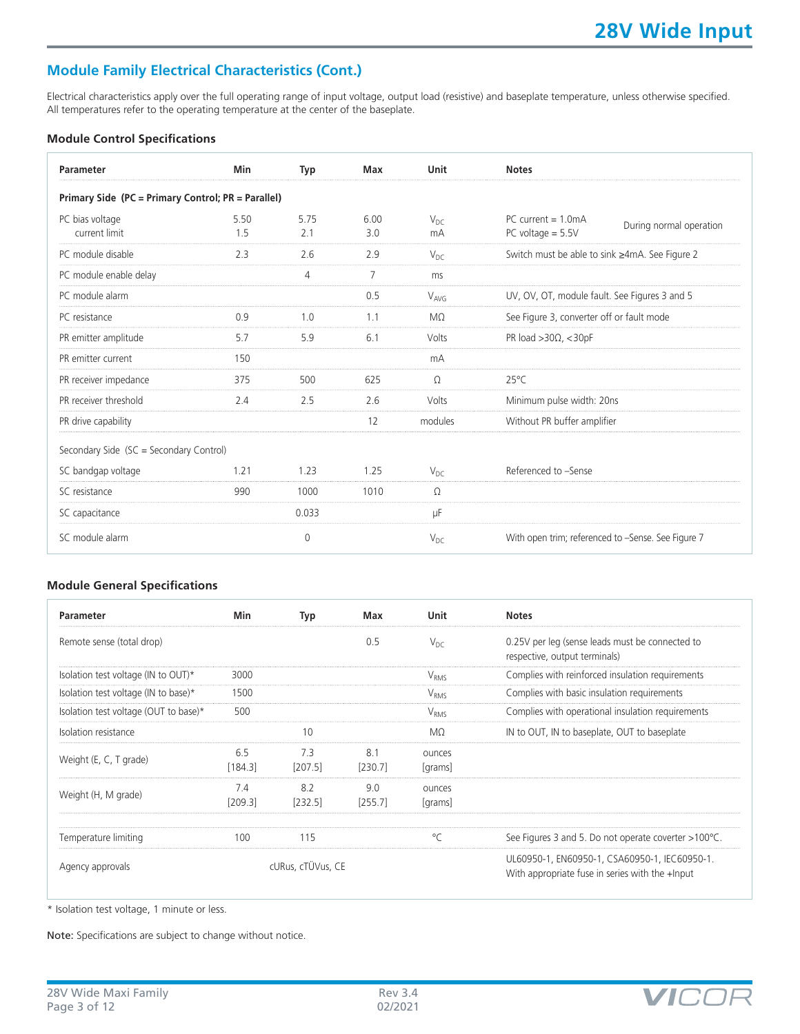## Module Family Electrical Characteristics (Cont.)

Electrical characteristics apply over the full operating range of input voltage, output load (resistive) and baseplate temperature, unless otherwise specified. All temperatures refer to the operating temperature at the center of the baseplate.

### Module Control Specifications

| Parameter | Min | Typ | Max | Unit | Notes |
|---|---|---|---|---|---|
| **Primary Side (PC = Primary Control; PR = Parallel)** | | | | | |
| PC bias voltage | 5.50 | 5.75 | 6.00 | $V_{DC}$ | PC current = 1.0mA — During normal operation |
| current limit | 1.5 | 2.1 | 3.0 | mA | PC voltage = 5.5V — During normal operation |
| PC module disable | 2.3 | 2.6 | 2.9 | $V_{DC}$ | Switch must be able to sink ≥4mA. See Figure 2 |
| PC module enable delay | | 4 | 7 | ms | |
| PC module alarm | | | 0.5 | $V_{AVG}$ | UV, OV, OT, module fault. See Figures 3 and 5 |
| PC resistance | 0.9 | 1.0 | 1.1 | MΩ | See Figure 3, converter off or fault mode |
| PR emitter amplitude | 5.7 | 5.9 | 6.1 | Volts | PR load >30Ω, <30pF |
| PR emitter current | 150 | | | mA | |
| PR receiver impedance | 375 | 500 | 625 | Ω | 25°C |
| PR receiver threshold | 2.4 | 2.5 | 2.6 | Volts | Minimum pulse width: 20ns |
| PR drive capability | | | 12 | modules | Without PR buffer amplifier |
| Secondary Side (SC = Secondary Control) | | | | | |
| SC bandgap voltage | 1.21 | 1.23 | 1.25 | $V_{DC}$ | Referenced to –Sense |
| SC resistance | 990 | 1000 | 1010 | Ω | |
| SC capacitance | | 0.033 | | µF | |
| SC module alarm | | 0 | | $V_{DC}$ | With open trim; referenced to –Sense. See Figure 7 |

### Module General Specifications

| Parameter | Min | Typ | Max | Unit | Notes |
|---|---|---|---|---|---|
| Remote sense (total drop) | | | 0.5 | $V_{DC}$ | 0.25V per leg (sense leads must be connected to respective, output terminals) |
| Isolation test voltage (IN to OUT)* | 3000 | | | $V_{RMS}$ | Complies with reinforced insulation requirements |
| Isolation test voltage (IN to base)* | 1500 | | | $V_{RMS}$ | Complies with basic insulation requirements |
| Isolation test voltage (OUT to base)* | 500 | | | $V_{RMS}$ | Complies with operational insulation requirements |
| Isolation resistance | | 10 | | MΩ | IN to OUT, IN to baseplate, OUT to baseplate |
| Weight (E, C, T grade) | 6.5 [184.3] | 7.3 [207.5] | 8.1 [230.7] | ounces [grams] | |
| Weight (H, M grade) | 7.4 [209.3] | 8.2 [232.5] | 9.0 [255.7] | ounces [grams] | |
| Temperature limiting | 100 | 115 | | °C | See Figures 3 and 5. Do not operate coverter >100°C. |
| Agency approvals | | cURus, cTÜVus, CE | | | UL60950-1, EN60950-1, CSA60950-1, IEC60950-1. With appropriate fuse in series with the +Input |

* Isolation test voltage, 1 minute or less.

**Note:** Specifications are subject to change without notice.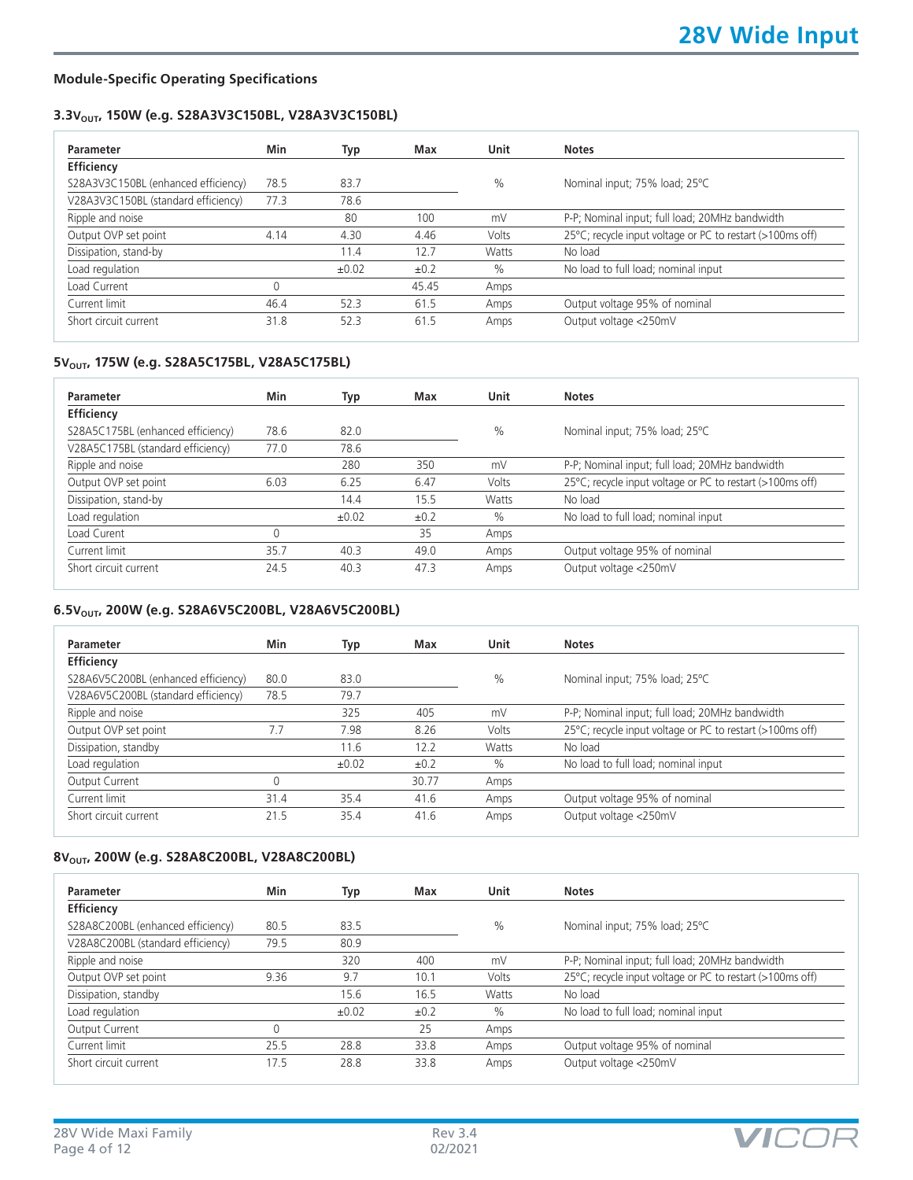## Module-Specific Operating Specifications

### 3.3$V_{OUT}$, 150W (e.g. S28A3V3C150BL, V28A3V3C150BL)

| Parameter | Min | Typ | Max | Unit | Notes |
|---|---|---|---|---|---|
| **Efficiency** | | | | | |
| S28A3V3C150BL (enhanced efficiency) | 78.5 | 83.7 | | % | Nominal input; 75% load; 25°C |
| V28A3V3C150BL (standard efficiency) | 77.3 | 78.6 | | | |
| Ripple and noise | | 80 | 100 | mV | P-P; Nominal input; full load; 20MHz bandwidth |
| Output OVP set point | 4.14 | 4.30 | 4.46 | Volts | 25°C; recycle input voltage or PC to restart (>100ms off) |
| Dissipation, stand-by | | 11.4 | 12.7 | Watts | No load |
| Load regulation | | ±0.02 | ±0.2 | % | No load to full load; nominal input |
| Load Current | 0 | | 45.45 | Amps | |
| Current limit | 46.4 | 52.3 | 61.5 | Amps | Output voltage 95% of nominal |
| Short circuit current | 31.8 | 52.3 | 61.5 | Amps | Output voltage <250mV |

### 5$V_{OUT}$, 175W (e.g. S28A5C175BL, V28A5C175BL)

| Parameter | Min | Typ | Max | Unit | Notes |
|---|---|---|---|---|---|
| **Efficiency** | | | | | |
| S28A5C175BL (enhanced efficiency) | 78.6 | 82.0 | | % | Nominal input; 75% load; 25°C |
| V28A5C175BL (standard efficiency) | 77.0 | 78.6 | | | |
| Ripple and noise | | 280 | 350 | mV | P-P; Nominal input; full load; 20MHz bandwidth |
| Output OVP set point | 6.03 | 6.25 | 6.47 | Volts | 25°C; recycle input voltage or PC to restart (>100ms off) |
| Dissipation, stand-by | | 14.4 | 15.5 | Watts | No load |
| Load regulation | | ±0.02 | ±0.2 | % | No load to full load; nominal input |
| Load Curent | 0 | | 35 | Amps | |
| Current limit | 35.7 | 40.3 | 49.0 | Amps | Output voltage 95% of nominal |
| Short circuit current | 24.5 | 40.3 | 47.3 | Amps | Output voltage <250mV |

### 6.5$V_{OUT}$, 200W (e.g. S28A6V5C200BL, V28A6V5C200BL)

| Parameter | Min | Typ | Max | Unit | Notes |
|---|---|---|---|---|---|
| **Efficiency** | | | | | |
| S28A6V5C200BL (enhanced efficiency) | 80.0 | 83.0 | | % | Nominal input; 75% load; 25°C |
| V28A6V5C200BL (standard efficiency) | 78.5 | 79.7 | | | |
| Ripple and noise | | 325 | 405 | mV | P-P; Nominal input; full load; 20MHz bandwidth |
| Output OVP set point | 7.7 | 7.98 | 8.26 | Volts | 25°C; recycle input voltage or PC to restart (>100ms off) |
| Dissipation, standby | | 11.6 | 12.2 | Watts | No load |
| Load regulation | | ±0.02 | ±0.2 | % | No load to full load; nominal input |
| Output Current | 0 | | 30.77 | Amps | |
| Current limit | 31.4 | 35.4 | 41.6 | Amps | Output voltage 95% of nominal |
| Short circuit current | 21.5 | 35.4 | 41.6 | Amps | Output voltage <250mV |

### 8$V_{OUT}$, 200W (e.g. S28A8C200BL, V28A8C200BL)

| Parameter | Min | Typ | Max | Unit | Notes |
|---|---|---|---|---|---|
| **Efficiency** | | | | | |
| S28A8C200BL (enhanced efficiency) | 80.5 | 83.5 | | % | Nominal input; 75% load; 25°C |
| V28A8C200BL (standard efficiency) | 79.5 | 80.9 | | | |
| Ripple and noise | | 320 | 400 | mV | P-P; Nominal input; full load; 20MHz bandwidth |
| Output OVP set point | 9.36 | 9.7 | 10.1 | Volts | 25°C; recycle input voltage or PC to restart (>100ms off) |
| Dissipation, standby | | 15.6 | 16.5 | Watts | No load |
| Load regulation | | ±0.02 | ±0.2 | % | No load to full load; nominal input |
| Output Current | 0 | | 25 | Amps | |
| Current limit | 25.5 | 28.8 | 33.8 | Amps | Output voltage 95% of nominal |
| Short circuit current | 17.5 | 28.8 | 33.8 | Amps | Output voltage <250mV |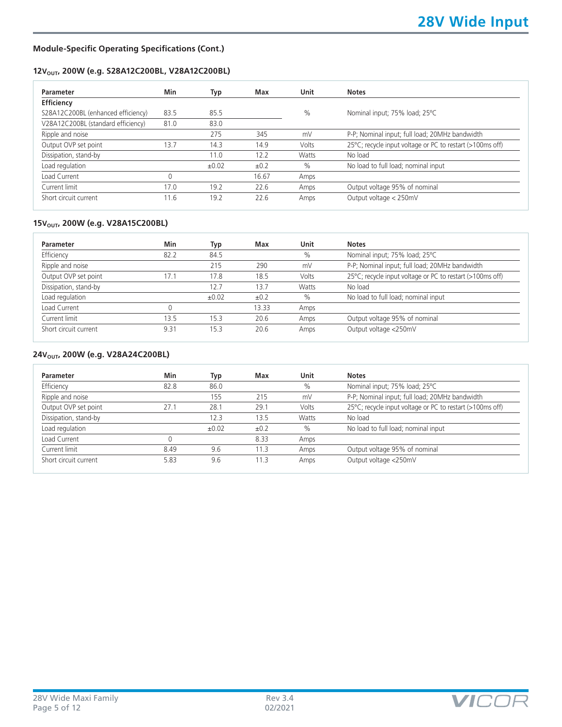## Module-Specific Operating Specifications (Cont.)

### $12V_{OUT}$, 200W (e.g. S28A12C200BL, V28A12C200BL)

| Parameter | Min | Typ | Max | Unit | Notes |
|---|---|---|---|---|---|
| **Efficiency** | | | | | |
| S28A12C200BL (enhanced efficiency) | 83.5 | 85.5 | | % | Nominal input; 75% load; 25°C |
| V28A12C200BL (standard efficiency) | 81.0 | 83.0 | | | |
| Ripple and noise | | 275 | 345 | mV | P-P; Nominal input; full load; 20MHz bandwidth |
| Output OVP set point | 13.7 | 14.3 | 14.9 | Volts | 25°C; recycle input voltage or PC to restart (>100ms off) |
| Dissipation, stand-by | | 11.0 | 12.2 | Watts | No load |
| Load regulation | | ±0.02 | ±0.2 | % | No load to full load; nominal input |
| Load Current | 0 | | 16.67 | Amps | |
| Current limit | 17.0 | 19.2 | 22.6 | Amps | Output voltage 95% of nominal |
| Short circuit current | 11.6 | 19.2 | 22.6 | Amps | Output voltage < 250mV |

### $15V_{OUT}$, 200W (e.g. V28A15C200BL)

| Parameter | Min | Typ | Max | Unit | Notes |
|---|---|---|---|---|---|
| Efficiency | 82.2 | 84.5 | | % | Nominal input; 75% load; 25°C |
| Ripple and noise | | 215 | 290 | mV | P-P; Nominal input; full load; 20MHz bandwidth |
| Output OVP set point | 17.1 | 17.8 | 18.5 | Volts | 25°C; recycle input voltage or PC to restart (>100ms off) |
| Dissipation, stand-by | | 12.7 | 13.7 | Watts | No load |
| Load regulation | | ±0.02 | ±0.2 | % | No load to full load; nominal input |
| Load Current | 0 | | 13.33 | Amps | |
| Current limit | 13.5 | 15.3 | 20.6 | Amps | Output voltage 95% of nominal |
| Short circuit current | 9.31 | 15.3 | 20.6 | Amps | Output voltage <250mV |

### $24V_{OUT}$, 200W (e.g. V28A24C200BL)

| Parameter | Min | Typ | Max | Unit | Notes |
|---|---|---|---|---|---|
| Efficiency | 82.8 | 86.0 | | % | Nominal input; 75% load; 25°C |
| Ripple and noise | | 155 | 215 | mV | P-P; Nominal input; full load; 20MHz bandwidth |
| Output OVP set point | 27.1 | 28.1 | 29.1 | Volts | 25°C; recycle input voltage or PC to restart (>100ms off) |
| Dissipation, stand-by | | 12.3 | 13.5 | Watts | No load |
| Load regulation | | ±0.02 | ±0.2 | % | No load to full load; nominal input |
| Load Current | 0 | | 8.33 | Amps | |
| Current limit | 8.49 | 9.6 | 11.3 | Amps | Output voltage 95% of nominal |
| Short circuit current | 5.83 | 9.6 | 11.3 | Amps | Output voltage <250mV |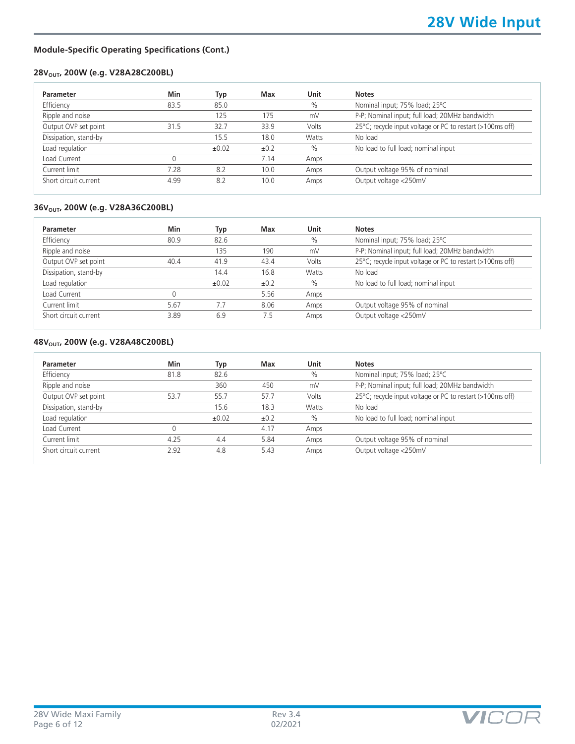### Module-Specific Operating Specifications (Cont.)

#### $28V_{OUT}$, 200W (e.g. V28A28C200BL)

| Parameter | Min | Typ | Max | Unit | Notes |
|---|---|---|---|---|---|
| Efficiency | 83.5 | 85.0 | | % | Nominal input; 75% load; 25°C |
| Ripple and noise | | 125 | 175 | mV | P-P; Nominal input; full load; 20MHz bandwidth |
| Output OVP set point | 31.5 | 32.7 | 33.9 | Volts | 25°C; recycle input voltage or PC to restart (>100ms off) |
| Dissipation, stand-by | | 15.5 | 18.0 | Watts | No load |
| Load regulation | | ±0.02 | ±0.2 | % | No load to full load; nominal input |
| Load Current | 0 | | 7.14 | Amps | |
| Current limit | 7.28 | 8.2 | 10.0 | Amps | Output voltage 95% of nominal |
| Short circuit current | 4.99 | 8.2 | 10.0 | Amps | Output voltage <250mV |

#### $36V_{OUT}$, 200W (e.g. V28A36C200BL)

| Parameter | Min | Typ | Max | Unit | Notes |
|---|---|---|---|---|---|
| Efficiency | 80.9 | 82.6 | | % | Nominal input; 75% load; 25°C |
| Ripple and noise | | 135 | 190 | mV | P-P; Nominal input; full load; 20MHz bandwidth |
| Output OVP set point | 40.4 | 41.9 | 43.4 | Volts | 25°C; recycle input voltage or PC to restart (>100ms off) |
| Dissipation, stand-by | | 14.4 | 16.8 | Watts | No load |
| Load regulation | | ±0.02 | ±0.2 | % | No load to full load; nominal input |
| Load Current | 0 | | 5.56 | Amps | |
| Current limit | 5.67 | 7.7 | 8.06 | Amps | Output voltage 95% of nominal |
| Short circuit current | 3.89 | 6.9 | 7.5 | Amps | Output voltage <250mV |

#### $48V_{OUT}$, 200W (e.g. V28A48C200BL)

| Parameter | Min | Typ | Max | Unit | Notes |
|---|---|---|---|---|---|
| Efficiency | 81.8 | 82.6 | | % | Nominal input; 75% load; 25°C |
| Ripple and noise | | 360 | 450 | mV | P-P; Nominal input; full load; 20MHz bandwidth |
| Output OVP set point | 53.7 | 55.7 | 57.7 | Volts | 25°C; recycle input voltage or PC to restart (>100ms off) |
| Dissipation, stand-by | | 15.6 | 18.3 | Watts | No load |
| Load regulation | | ±0.02 | ±0.2 | % | No load to full load; nominal input |
| Load Current | 0 | | 4.17 | Amps | |
| Current limit | 4.25 | 4.4 | 5.84 | Amps | Output voltage 95% of nominal |
| Short circuit current | 2.92 | 4.8 | 5.43 | Amps | Output voltage <250mV |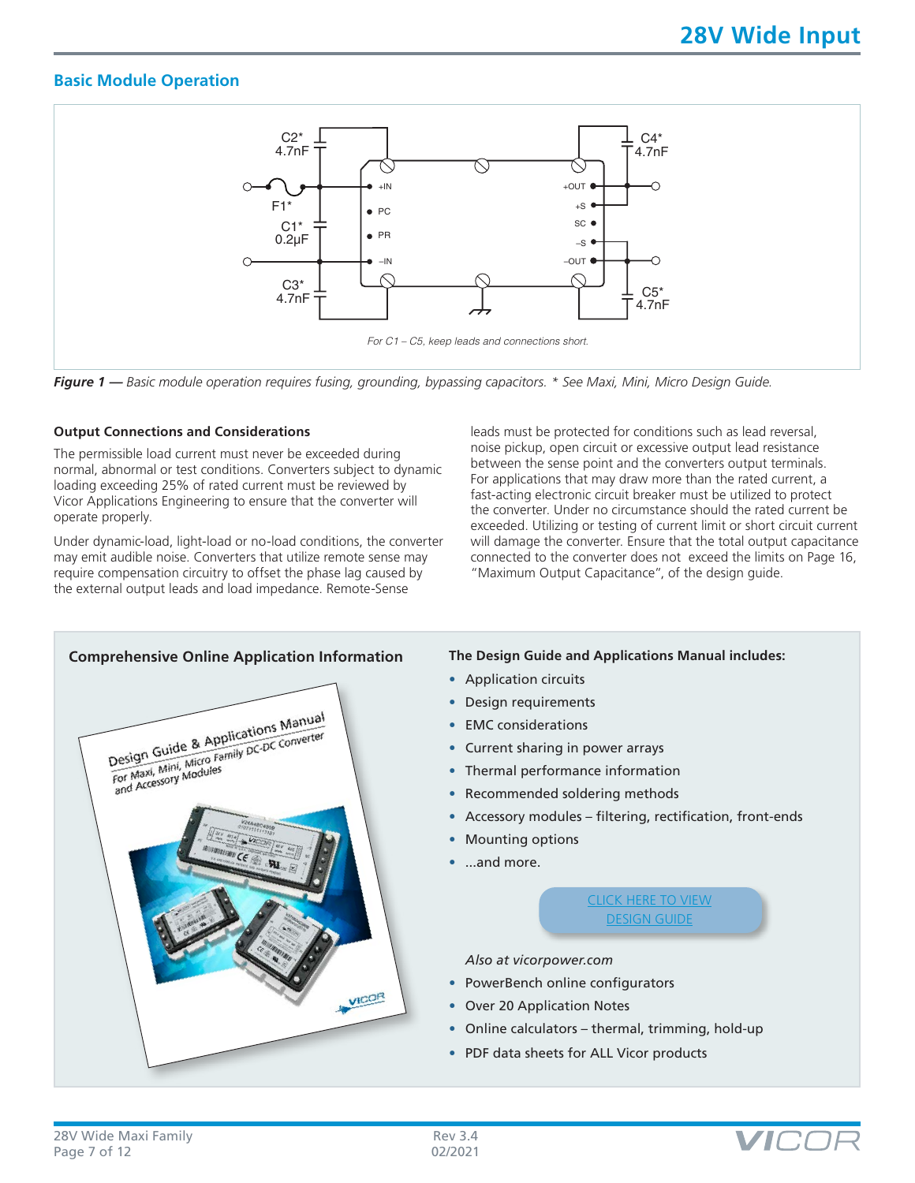## Basic Module Operation

C2* 4.7nF

F1*

C1* 0.2µF

C3* 4.7nF

+IN

PC

PR

–IN

+OUT

+S

SC

–S

–OUT

C4* 4.7nF

C5* 4.7nF

*For C1 – C5, keep leads and connections short.*

***Figure 1*** *— Basic module operation requires fusing, grounding, bypassing capacitors. * See Maxi, Mini, Micro Design Guide.*

### Output Connections and Considerations

The permissible load current must never be exceeded during normal, abnormal or test conditions. Converters subject to dynamic loading exceeding 25% of rated current must be reviewed by Vicor Applications Engineering to ensure that the converter will operate properly.

Under dynamic-load, light-load or no-load conditions, the converter may emit audible noise. Converters that utilize remote sense may require compensation circuitry to offset the phase lag caused by the external output leads and load impedance. Remote-Sense leads must be protected for conditions such as lead reversal, noise pickup, open circuit or excessive output lead resistance between the sense point and the converters output terminals. For applications that may draw more than the rated current, a fast-acting electronic circuit breaker must be utilized to protect the converter. Under no circumstance should the rated current be exceeded. Utilizing or testing of current limit or short circuit current will damage the converter. Ensure that the total output capacitance connected to the converter does not exceed the limits on Page 16, "Maximum Output Capacitance", of the design guide.

### Comprehensive Online Application Information

Design Guide & Applications Manual
For Maxi, Mini, Micro Family DC-DC Converter and Accessory Modules

**The Design Guide and Applications Manual includes:**

- Application circuits
- Design requirements
- EMC considerations
- Current sharing in power arrays
- Thermal performance information
- Recommended soldering methods
- Accessory modules – filtering, rectification, front-ends
- Mounting options
- ...and more.

CLICK HERE TO VIEW DESIGN GUIDE

*Also at vicorpower.com*

- PowerBench online configurators
- Over 20 Application Notes
- Online calculators – thermal, trimming, hold-up
- PDF data sheets for ALL Vicor products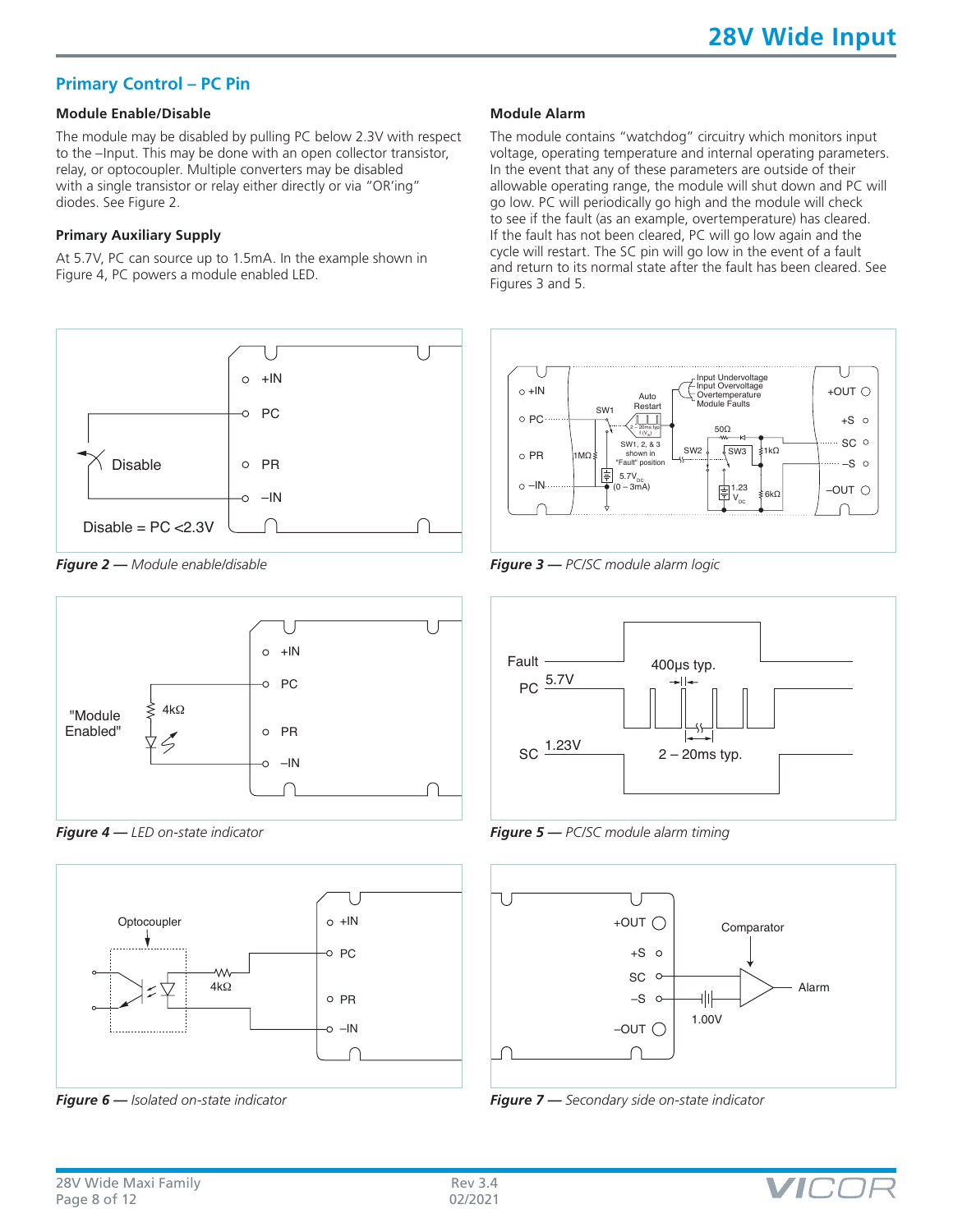## Primary Control – PC Pin

### Module Enable/Disable

The module may be disabled by pulling PC below 2.3V with respect to the –Input. This may be done with an open collector transistor, relay, or optocoupler. Multiple converters may be disabled with a single transistor or relay either directly or via "OR'ing" diodes. See Figure 2.

### Primary Auxiliary Supply

At 5.7V, PC can source up to 1.5mA. In the example shown in Figure 4, PC powers a module enabled LED.

### Module Alarm

The module contains "watchdog" circuitry which monitors input voltage, operating temperature and internal operating parameters. In the event that any of these parameters are outside of their allowable operating range, the module will shut down and PC will go low. PC will periodically go high and the module will check to see if the fault (as an example, overtemperature) has cleared. If the fault has not been cleared, PC will go low again and the cycle will restart. The SC pin will go low in the event of a fault and return to its normal state after the fault has been cleared. See Figures 3 and 5.

*Figure 2 — Module enable/disable*

*Figure 3 — PC/SC module alarm logic*

*Figure 4 — LED on-state indicator*

*Figure 5 — PC/SC module alarm timing*

*Figure 6 — Isolated on-state indicator*

*Figure 7 — Secondary side on-state indicator*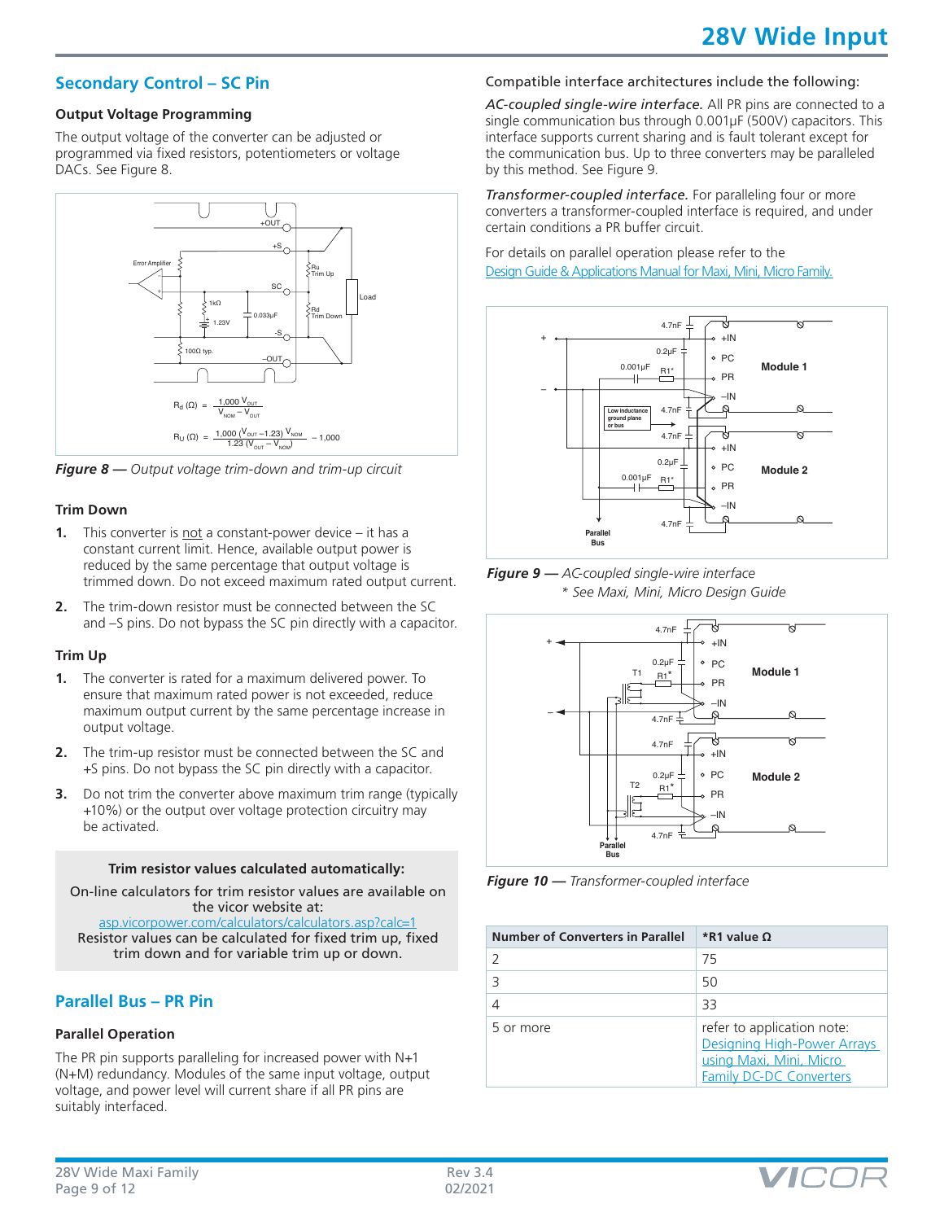## Secondary Control – SC Pin

### Output Voltage Programming

The output voltage of the converter can be adjusted or programmed via fixed resistors, potentiometers or voltage DACs. See Figure 8.

$$R_d\ (\Omega) = \frac{1{,}000\ V_{OUT}}{V_{NOM} - V_{OUT}}$$

$$R_U\ (\Omega) = \frac{1{,}000\ (V_{OUT} - 1.23)\ V_{NOM}}{1.23\ (V_{OUT} - V_{NOM})} - 1{,}000$$

***Figure 8 —*** *Output voltage trim-down and trim-up circuit*

### Trim Down

1. This converter is not a constant-power device – it has a constant current limit. Hence, available output power is reduced by the same percentage that output voltage is trimmed down. Do not exceed maximum rated output current.
2. The trim-down resistor must be connected between the SC and –S pins. Do not bypass the SC pin directly with a capacitor.

### Trim Up

1. The converter is rated for a maximum delivered power. To ensure that maximum rated power is not exceeded, reduce maximum output current by the same percentage increase in output voltage.
2. The trim-up resistor must be connected between the SC and +S pins. Do not bypass the SC pin directly with a capacitor.
3. Do not trim the converter above maximum trim range (typically +10%) or the output over voltage protection circuitry may be activated.

**Trim resistor values calculated automatically:**

On-line calculators for trim resistor values are available on the vicor website at:
asp.vicorpower.com/calculators/calculators.asp?calc=1
Resistor values can be calculated for fixed trim up, fixed trim down and for variable trim up or down.

## Parallel Bus – PR Pin

### Parallel Operation

The PR pin supports paralleling for increased power with N+1 (N+M) redundancy. Modules of the same input voltage, output voltage, and power level will current share if all PR pins are suitably interfaced.

Compatible interface architectures include the following:

*AC-coupled single-wire interface.* All PR pins are connected to a single communication bus through 0.001µF (500V) capacitors. This interface supports current sharing and is fault tolerant except for the communication bus. Up to three converters may be paralleled by this method. See Figure 9.

*Transformer-coupled interface.* For paralleling four or more converters a transformer-coupled interface is required, and under certain conditions a PR buffer circuit.

For details on parallel operation please refer to the Design Guide & Applications Manual for Maxi, Mini, Micro Family.

***Figure 9 —*** *AC-coupled single-wire interface*
*\* See Maxi, Mini, Micro Design Guide*

***Figure 10 —*** *Transformer-coupled interface*

| Number of Converters in Parallel | *R1 value Ω |
|---|---|
| 2 | 75 |
| 3 | 50 |
| 4 | 33 |
| 5 or more | refer to application note: Designing High-Power Arrays using Maxi, Mini, Micro Family DC-DC Converters |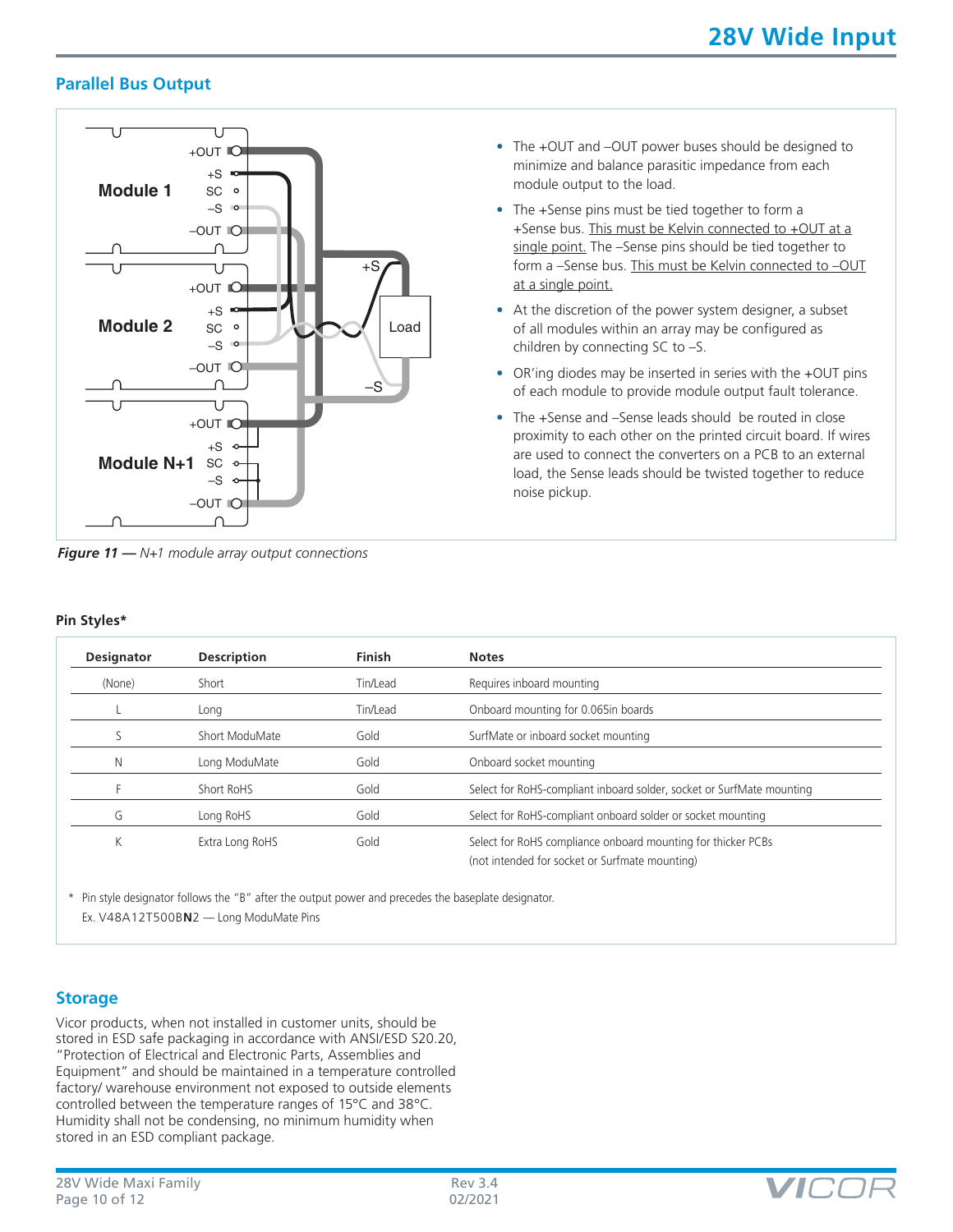## Parallel Bus Output

- The +OUT and –OUT power buses should be designed to minimize and balance parasitic impedance from each module output to the load.
- The +Sense pins must be tied together to form a +Sense bus. This must be Kelvin connected to +OUT at a single point. The –Sense pins should be tied together to form a –Sense bus. This must be Kelvin connected to –OUT at a single point.
- At the discretion of the power system designer, a subset of all modules within an array may be configured as children by connecting SC to –S.
- OR'ing diodes may be inserted in series with the +OUT pins of each module to provide module output fault tolerance.
- The +Sense and –Sense leads should be routed in close proximity to each other on the printed circuit board. If wires are used to connect the converters on a PCB to an external load, the Sense leads should be twisted together to reduce noise pickup.

***Figure 11*** *— N+1 module array output connections*

### Pin Styles*

| Designator | Description | Finish | Notes |
|---|---|---|---|
| (None) | Short | Tin/Lead | Requires inboard mounting |
| L | Long | Tin/Lead | Onboard mounting for 0.065in boards |
| S | Short ModuMate | Gold | SurfMate or inboard socket mounting |
| N | Long ModuMate | Gold | Onboard socket mounting |
| F | Short RoHS | Gold | Select for RoHS-compliant inboard solder, socket or SurfMate mounting |
| G | Long RoHS | Gold | Select for RoHS-compliant onboard solder or socket mounting |
| K | Extra Long RoHS | Gold | Select for RoHS compliance onboard mounting for thicker PCBs (not intended for socket or Surfmate mounting) |

\* Pin style designator follows the "B" after the output power and precedes the baseplate designator.
Ex. V48A12T500B**N**2 — Long ModuMate Pins

## Storage

Vicor products, when not installed in customer units, should be stored in ESD safe packaging in accordance with ANSI/ESD S20.20, "Protection of Electrical and Electronic Parts, Assemblies and Equipment" and should be maintained in a temperature controlled factory/ warehouse environment not exposed to outside elements controlled between the temperature ranges of 15°C and 38°C. Humidity shall not be condensing, no minimum humidity when stored in an ESD compliant package.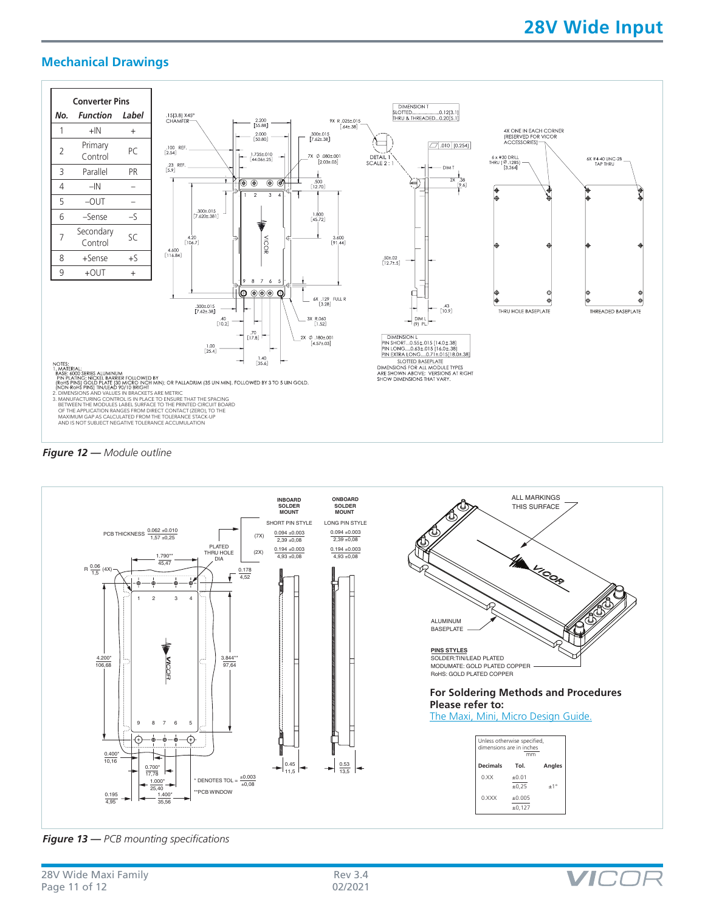## Mechanical Drawings

| No. | Function | Label |
|---|---|---|
| 1 | +IN | + |
| 2 | Primary Control | PC |
| 3 | Parallel | PR |
| 4 | –IN | – |
| 5 | –OUT | – |
| 6 | –Sense | –S |
| 7 | Secondary Control | SC |
| 8 | +Sense | +S |
| 9 | +OUT | + |

NOTES:
1. MATERIAL:
BASE: 6000 SERIES ALUMINUM
PIN PLATING: NICKEL BARRIER FOLLOWED BY
(RoHS PINS) GOLD PLATE (30 MICRO INCH MIN); OR PALLADIUM (35 UIN MIN), FOLLOWED BY 3 TO 5 UIN GOLD.
(NON-RoHS PINS) TIN/LEAD 90/10 BRIGHT
2. DIMENSIONS AND VALUES IN BRACKETS ARE METRIC
3. MANUFACTURING CONTROL IS IN PLACE TO ENSURE THAT THE SPACING BETWEEN THE MODULES LABEL SURFACE TO THE PRINTED CIRCUIT BOARD OF THE APPLICATION RANGES FROM DIRECT CONTACT (ZERO), TO THE MAXIMUM GAP AS CALCULATED FROM THE TOLERANCE STACK-UP AND IS NOT SUBJECT NEGATIVE TOLERANCE ACCUMULATION

DIMENSION T
SLOTTED.....................0.12[3.1]
THRU & THREADED...0.20[5.1]

DIMENSION L
PIN SHORT...0.55±.015 [14.0±.38]
PIN LONG....0.63±.015 [16.0±.38]
PIN EXTRA LONG....0.71±.015[18.0±.38]

SLOTTED BASEPLATE
DIMENSIONS FOR ALL MODULE TYPES ARE SHOWN ABOVE; VERSIONS AT RIGHT SHOW DIMENSIONS THAT VARY.

*Figure 12 —* *Module outline*

| | INBOARD SOLDER MOUNT | ONBOARD SOLDER MOUNT |
|---|---|---|
| | SHORT PIN STYLE | LONG PIN STYLE |
| PLATED THRU HOLE DIA (7X) | 0.094 ±0.003 / 2,39 ±0,08 | 0.094 ±0.003 / 2,39 ±0,08 |
| PLATED THRU HOLE DIA (2X) | 0.194 ±0.003 / 4,93 ±0,08 | 0.194 ±0.003 / 4,93 ±0,08 |

PCB THICKNESS 0.062 ±0.010 / 1,57 ±0,25

ALL MARKINGS THIS SURFACE

ALUMINUM BASEPLATE

**PINS STYLES**
SOLDER:TIN/LEAD PLATED
MODUMATE: GOLD PLATED COPPER
RoHS: GOLD PLATED COPPER

**For Soldering Methods and Procedures Please refer to:**
The Maxi, Mini, Micro Design Guide.

\* DENOTES TOL = ±0.003 / ±0,08

\*\*PCB WINDOW

Unless otherwise specified, dimensions are in inches / mm

| Decimals | Tol. | Angles |
|---|---|---|
| 0.XX | ±0.01 / ±0,25 | ±1° |
| 0.XXX | ±0.005 / ±0,127 | |

*Figure 13 —* *PCB mounting specifications*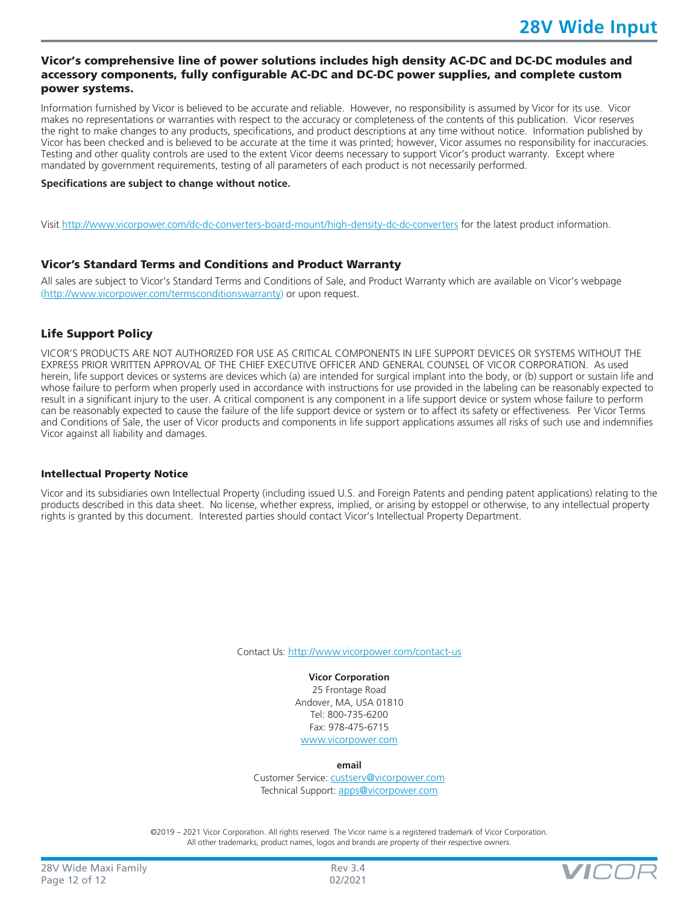**Vicor's comprehensive line of power solutions includes high density AC-DC and DC-DC modules and accessory components, fully configurable AC-DC and DC-DC power supplies, and complete custom power systems.**

Information furnished by Vicor is believed to be accurate and reliable. However, no responsibility is assumed by Vicor for its use. Vicor makes no representations or warranties with respect to the accuracy or completeness of the contents of this publication. Vicor reserves the right to make changes to any products, specifications, and product descriptions at any time without notice. Information published by Vicor has been checked and is believed to be accurate at the time it was printed; however, Vicor assumes no responsibility for inaccuracies. Testing and other quality controls are used to the extent Vicor deems necessary to support Vicor's product warranty. Except where mandated by government requirements, testing of all parameters of each product is not necessarily performed.

**Specifications are subject to change without notice.**

Visit http://www.vicorpower.com/dc-dc-converters-board-mount/high-density-dc-dc-converters for the latest product information.

## Vicor's Standard Terms and Conditions and Product Warranty

All sales are subject to Vicor's Standard Terms and Conditions of Sale, and Product Warranty which are available on Vicor's webpage (http://www.vicorpower.com/termsconditionswarranty) or upon request.

## Life Support Policy

VICOR'S PRODUCTS ARE NOT AUTHORIZED FOR USE AS CRITICAL COMPONENTS IN LIFE SUPPORT DEVICES OR SYSTEMS WITHOUT THE EXPRESS PRIOR WRITTEN APPROVAL OF THE CHIEF EXECUTIVE OFFICER AND GENERAL COUNSEL OF VICOR CORPORATION. As used herein, life support devices or systems are devices which (a) are intended for surgical implant into the body, or (b) support or sustain life and whose failure to perform when properly used in accordance with instructions for use provided in the labeling can be reasonably expected to result in a significant injury to the user. A critical component is any component in a life support device or system whose failure to perform can be reasonably expected to cause the failure of the life support device or system or to affect its safety or effectiveness. Per Vicor Terms and Conditions of Sale, the user of Vicor products and components in life support applications assumes all risks of such use and indemnifies Vicor against all liability and damages.

### Intellectual Property Notice

Vicor and its subsidiaries own Intellectual Property (including issued U.S. and Foreign Patents and pending patent applications) relating to the products described in this data sheet. No license, whether express, implied, or arising by estoppel or otherwise, to any intellectual property rights is granted by this document. Interested parties should contact Vicor's Intellectual Property Department.

Contact Us: http://www.vicorpower.com/contact-us

**Vicor Corporation**
25 Frontage Road
Andover, MA, USA 01810
Tel: 800-735-6200
Fax: 978-475-6715
www.vicorpower.com

**email**
Customer Service: custserv@vicorpower.com
Technical Support: apps@vicorpower.com

©2019 – 2021 Vicor Corporation. All rights reserved. The Vicor name is a registered trademark of Vicor Corporation.
All other trademarks, product names, logos and brands are property of their respective owners.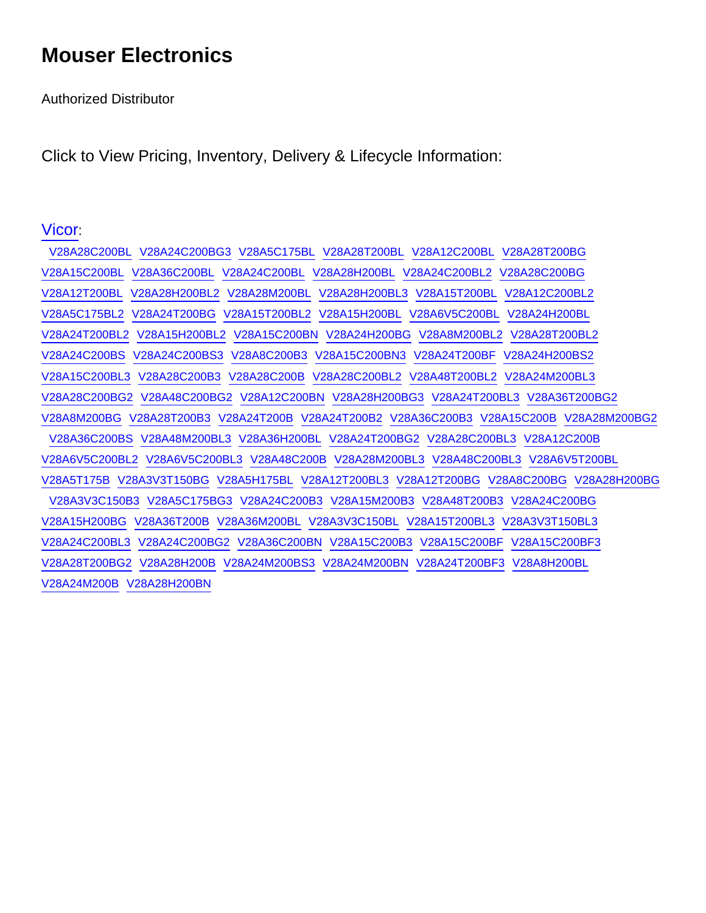# Mouser Electronics

Authorized Distributor

Click to View Pricing, Inventory, Delivery & Lifecycle Information:

Vicor:

V28A28C200BL V28A24C200BG3 V28A5C175BL V28A28T200BL V28A12C200BL V28A28T200BG V28A15C200BL V28A36C200BL V28A24C200BL V28A28H200BL V28A24C200BL2 V28A28C200BG V28A12T200BL V28A28H200BL2 V28A28M200BL V28A28H200BL3 V28A15T200BL V28A12C200BL2 V28A5C175BL2 V28A24T200BG V28A15T200BL2 V28A15H200BL V28A6V5C200BL V28A24H200BL V28A24T200BL2 V28A15H200BL2 V28A15C200BN V28A24H200BG V28A8M200BL2 V28A28T200BL2 V28A24C200BS V28A24C200BS3 V28A8C200B3 V28A15C200BN3 V28A24T200BF V28A24H200BS2 V28A15C200BL3 V28A28C200B3 V28A28C200B V28A28C200BL2 V28A48T200BL2 V28A24M200BL3 V28A28C200BG2 V28A48C200BG2 V28A12C200BN V28A28H200BG3 V28A24T200BL3 V28A36T200BG2 V28A8M200BG V28A28T200B3 V28A24T200B V28A24T200B2 V28A36C200B3 V28A15C200B V28A28M200BG2 V28A36C200BS V28A48M200BL3 V28A36H200BL V28A24T200BG2 V28A28C200BL3 V28A12C200B V28A6V5C200BL2 V28A6V5C200BL3 V28A48C200B V28A28M200BL3 V28A48C200BL3 V28A6V5T200BL V28A5T175B V28A3V3T150BG V28A5H175BL V28A12T200BL3 V28A12T200BG V28A8C200BG V28A28H200BG V28A3V3C150B3 V28A5C175BG3 V28A24C200B3 V28A15M200B3 V28A48T200B3 V28A24C200BG V28A15H200BG V28A36T200B V28A36M200BL V28A3V3C150BL V28A15T200BL3 V28A3V3T150BL3 V28A24C200BL3 V28A24C200BG2 V28A36C200BN V28A15C200B3 V28A15C200BF V28A15C200BF3 V28A28T200BG2 V28A28H200B V28A24M200BS3 V28A24M200BN V28A24T200BF3 V28A8H200BL V28A24M200B V28A28H200BN